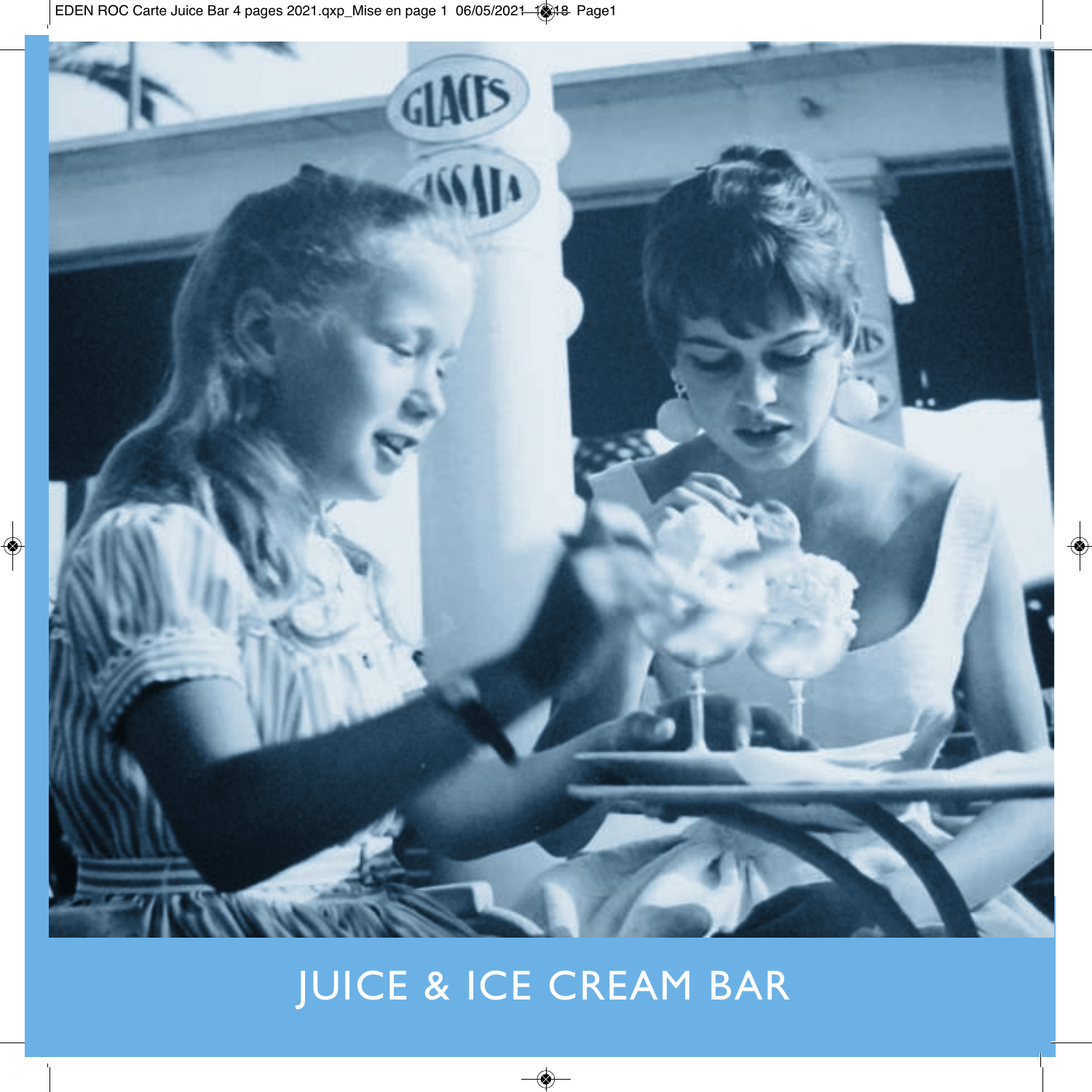# JUICE & ICE CREAM BAR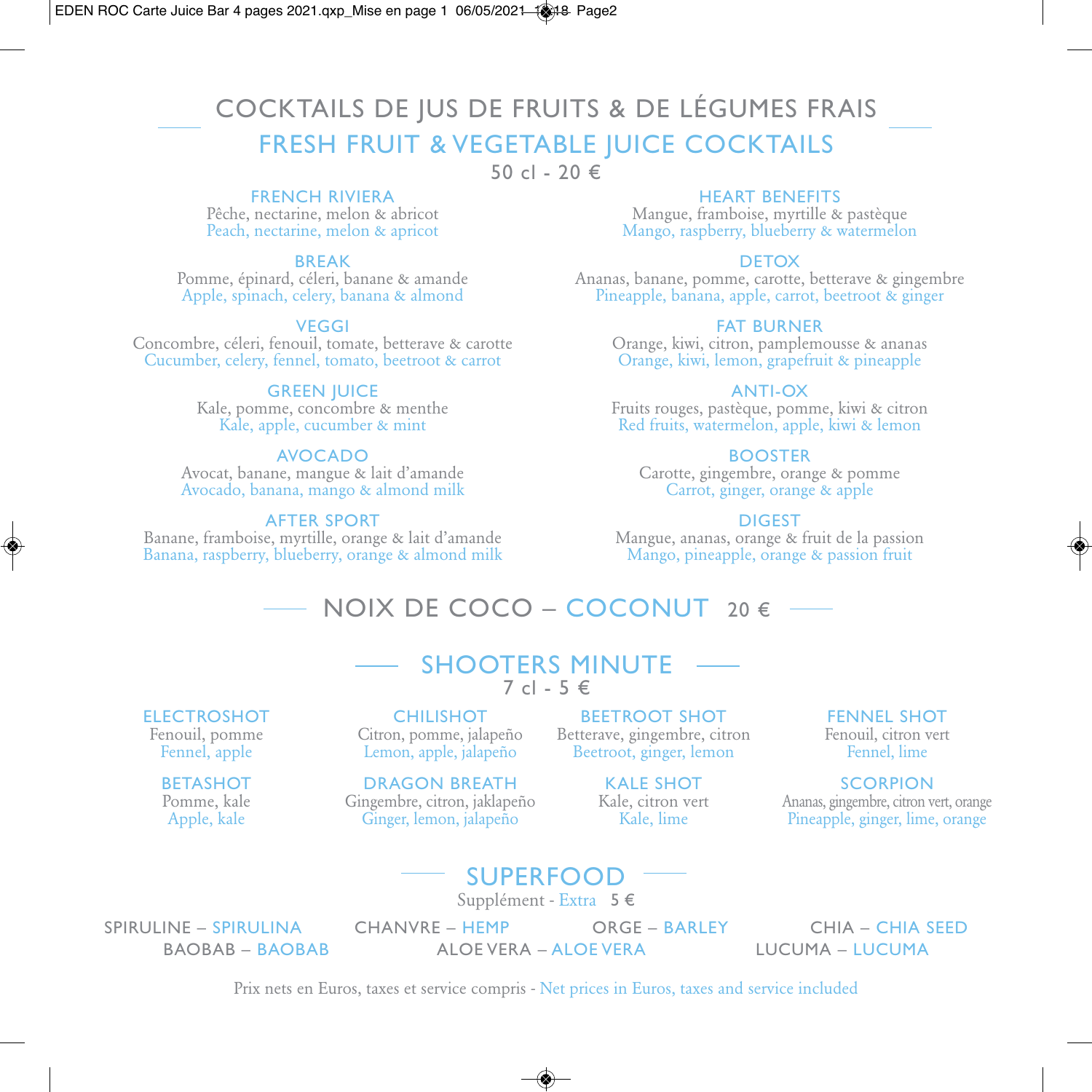## COCKTAILS DE JUS DE FRUITS & DE LÉGUMES FRAIS
## FRESH FRUIT & VEGETABLE JUICE COCKTAILS

50 cl - 20 €

### FRENCH RIVIERA
Pêche, nectarine, melon & abricot
Peach, nectarine, melon & apricot

### BREAK
Pomme, épinard, céleri, banane & amande
Apple, spinach, celery, banana & almond

### VEGGI
Concombre, céleri, fenouil, tomate, betterave & carotte
Cucumber, celery, fennel, tomato, beetroot & carrot

### GREEN JUICE
Kale, pomme, concombre & menthe
Kale, apple, cucumber & mint

### AVOCADO
Avocat, banane, mangue & lait d'amande
Avocado, banana, mango & almond milk

### AFTER SPORT
Banane, framboise, myrtille, orange & lait d'amande
Banana, raspberry, blueberry, orange & almond milk

### HEART BENEFITS
Mangue, framboise, myrtille & pastèque
Mango, raspberry, blueberry & watermelon

### DETOX
Ananas, banane, pomme, carotte, betterave & gingembre
Pineapple, banana, apple, carrot, beetroot & ginger

### FAT BURNER
Orange, kiwi, citron, pamplemousse & ananas
Orange, kiwi, lemon, grapefruit & pineapple

### ANTI-OX
Fruits rouges, pastèque, pomme, kiwi & citron
Red fruits, watermelon, apple, kiwi & lemon

### BOOSTER
Carotte, gingembre, orange & pomme
Carrot, ginger, orange & apple

### DIGEST
Mangue, ananas, orange & fruit de la passion
Mango, pineapple, orange & passion fruit

## NOIX DE COCO – COCONUT 20 €

## SHOOTERS MINUTE

7 cl - 5 €

### ELECTROSHOT
Fenouil, pomme
Fennel, apple

### BETASHOT
Pomme, kale
Apple, kale

### CHILISHOT
Citron, pomme, jalapeño
Lemon, apple, jalapeño

### DRAGON BREATH
Gingembre, citron, jaklapeño
Ginger, lemon, jalapeño

### BEETROOT SHOT
Betterave, gingembre, citron
Beetroot, ginger, lemon

### KALE SHOT
Kale, citron vert
Kale, lime

### FENNEL SHOT
Fenouil, citron vert
Fennel, lime

### SCORPION
Ananas, gingembre, citron vert, orange
Pineapple, ginger, lime, orange

## SUPERFOOD

Supplément - Extra 5 €

SPIRULINE – SPIRULINA
CHANVRE – HEMP
ORGE – BARLEY
CHIA – CHIA SEED
BAOBAB – BAOBAB
ALOE VERA – ALOE VERA
LUCUMA – LUCUMA

Prix nets en Euros, taxes et service compris - Net prices in Euros, taxes and service included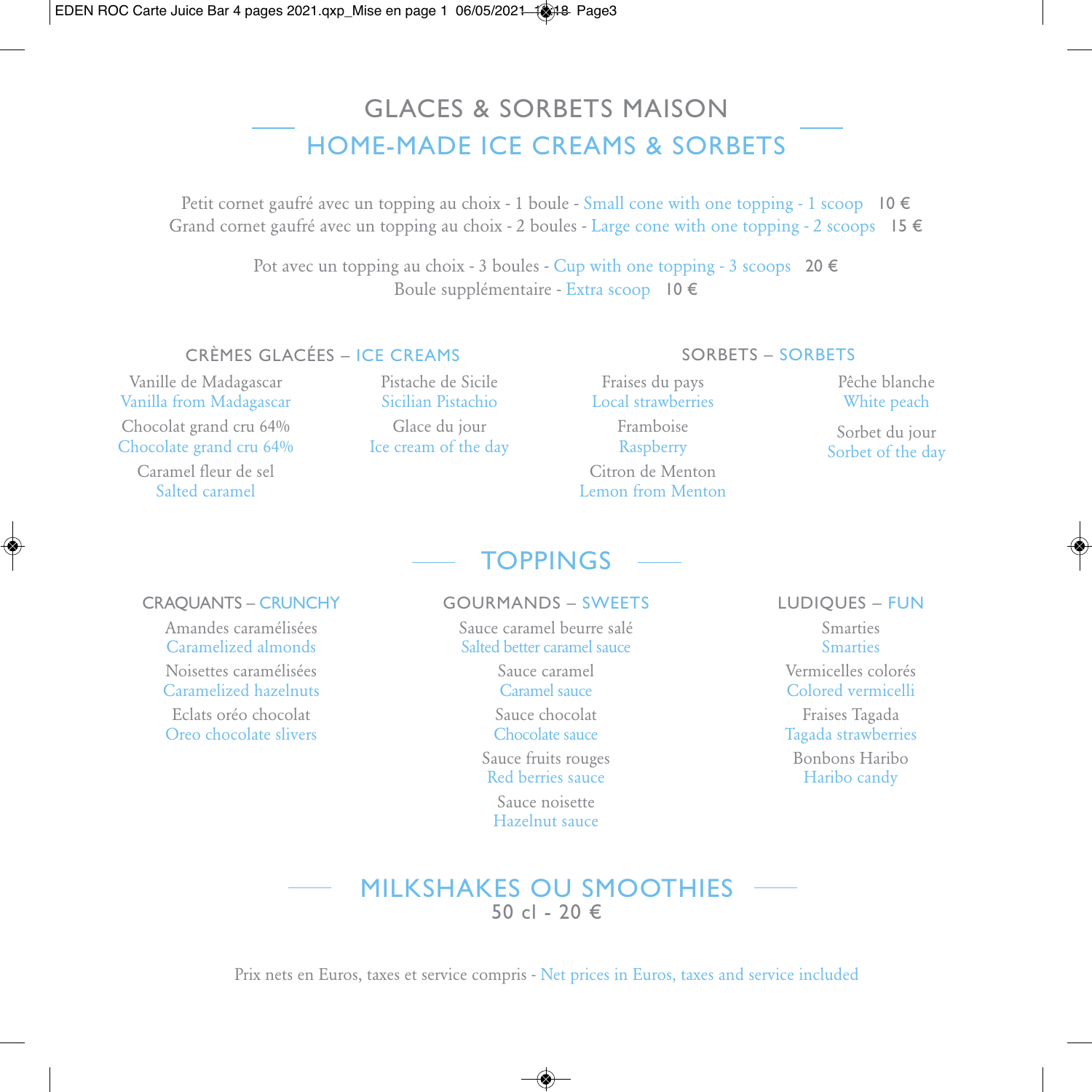# GLACES & SORBETS MAISON
# HOME-MADE ICE CREAMS & SORBETS

Petit cornet gaufré avec un topping au choix - 1 boule - Small cone with one topping - 1 scoop 10 €
Grand cornet gaufré avec un topping au choix - 2 boules - Large cone with one topping - 2 scoops 15 €

Pot avec un topping au choix - 3 boules - Cup with one topping - 3 scoops 20 €
Boule supplémentaire - Extra scoop 10 €

## CRÈMES GLACÉES – ICE CREAMS

Vanille de Madagascar
Vanilla from Madagascar

Chocolat grand cru 64%
Chocolate grand cru 64%

Caramel fleur de sel
Salted caramel

Pistache de Sicile
Sicilian Pistachio

Glace du jour
Ice cream of the day

## SORBETS – SORBETS

Fraises du pays
Local strawberries

Framboise
Raspberry

Citron de Menton
Lemon from Menton

Pêche blanche
White peach

Sorbet du jour
Sorbet of the day

# TOPPINGS

## CRAQUANTS – CRUNCHY

Amandes caramélisées
Caramelized almonds

Noisettes caramélisées
Caramelized hazelnuts

Eclats oréo chocolat
Oreo chocolate slivers

## GOURMANDS – SWEETS

Sauce caramel beurre salé
Salted better caramel sauce

Sauce caramel
Caramel sauce

Sauce chocolat
Chocolate sauce

Sauce fruits rouges
Red berries sauce

Sauce noisette
Hazelnut sauce

## LUDIQUES – FUN

Smarties
Smarties

Vermicelles colorés
Colored vermicelli

Fraises Tagada
Tagada strawberries

Bonbons Haribo
Haribo candy

# MILKSHAKES OU SMOOTHIES

50 cl - 20 €

Prix nets en Euros, taxes et service compris - Net prices in Euros, taxes and service included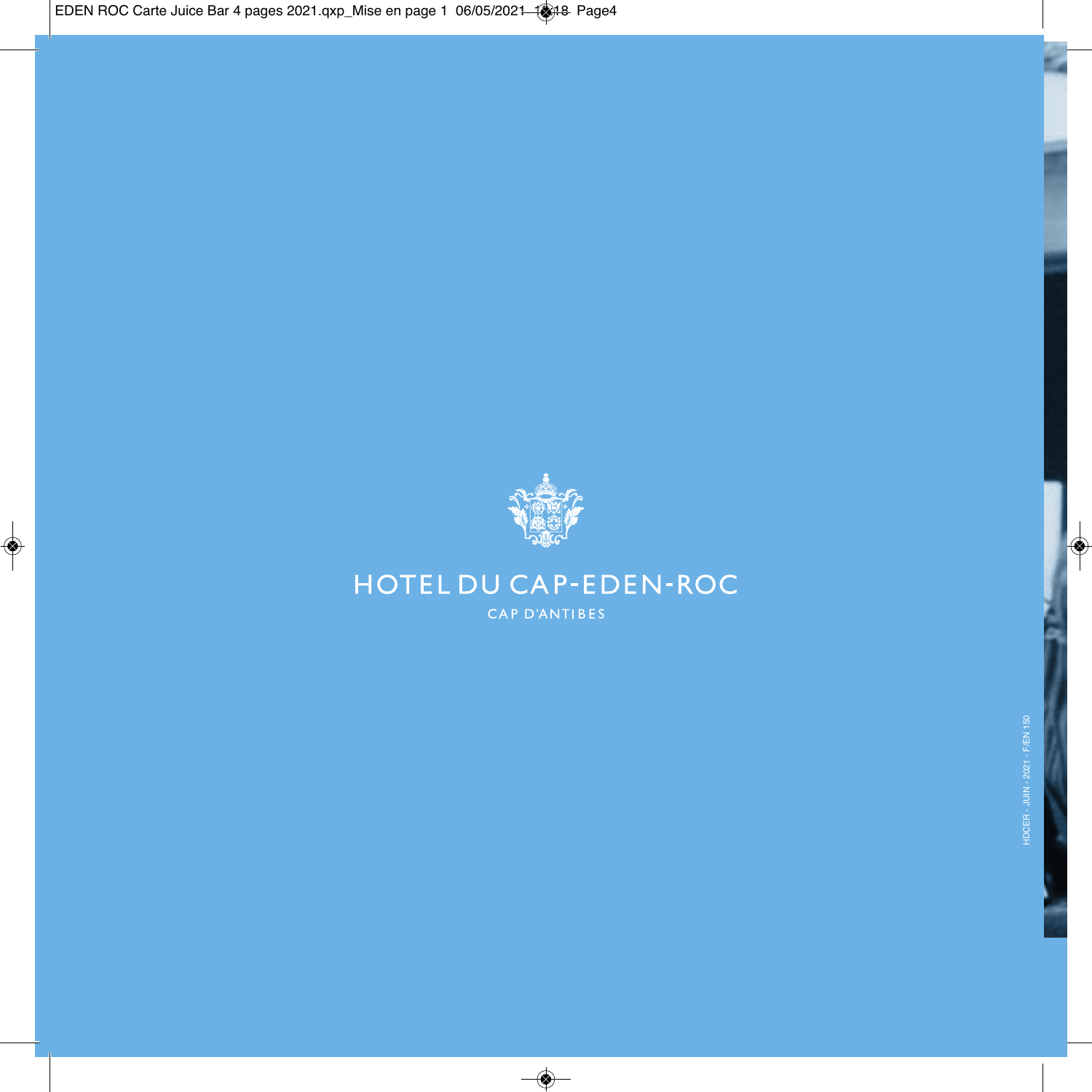HOTEL DU CAP-EDEN-ROC

CAP D'ANTIBES

HDCER - JUIN - 2021 - F/EN 150